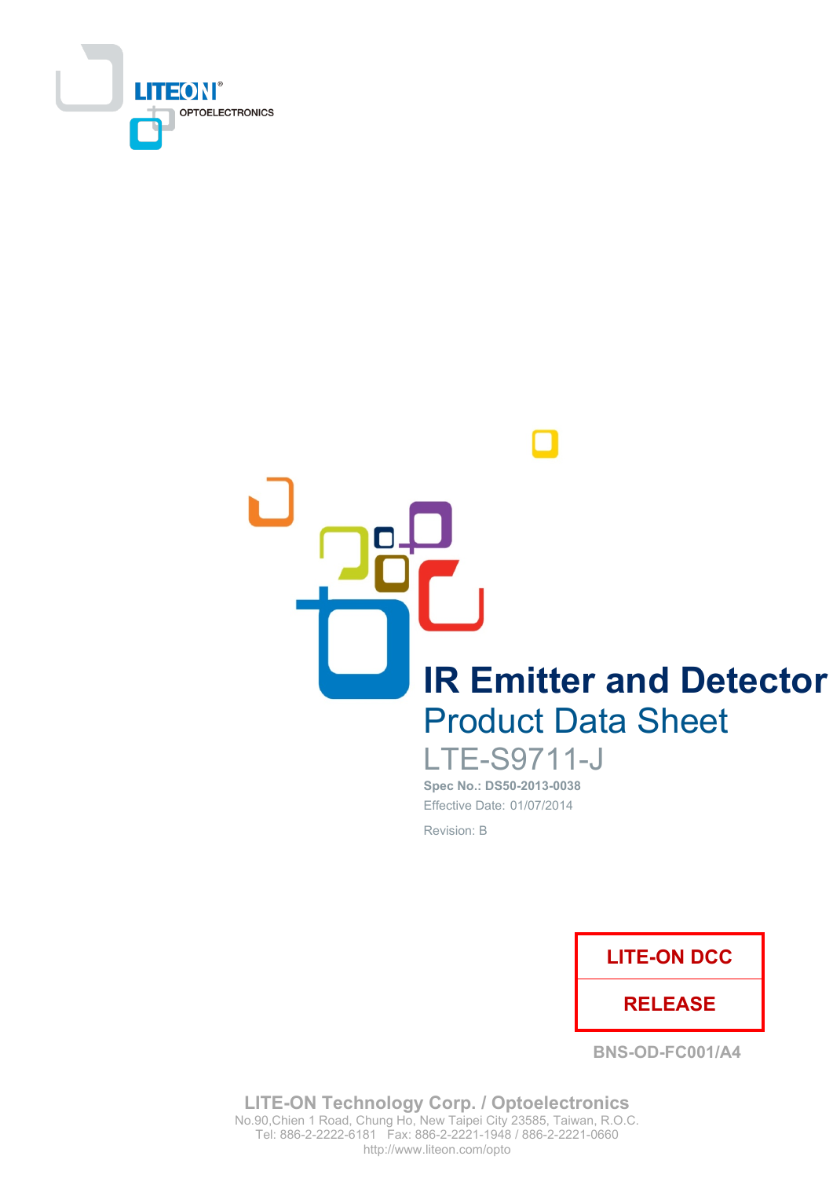LITEON OPTOELECTRONICS

# IR Emitter and Detector

## Product Data Sheet

LTE-S9711-J

**Spec No.: DS50-2013-0038**

Effective Date: 01/07/2014

Revision: B

**LITE-ON DCC**

**RELEASE**

BNS-OD-FC001/A4

**LITE-ON Technology Corp. / Optoelectronics**

No.90,Chien 1 Road, Chung Ho, New Taipei City 23585, Taiwan, R.O.C.

Tel: 886-2-2222-6181 Fax: 886-2-2221-1948 / 886-2-2221-0660

http://www.liteon.com/opto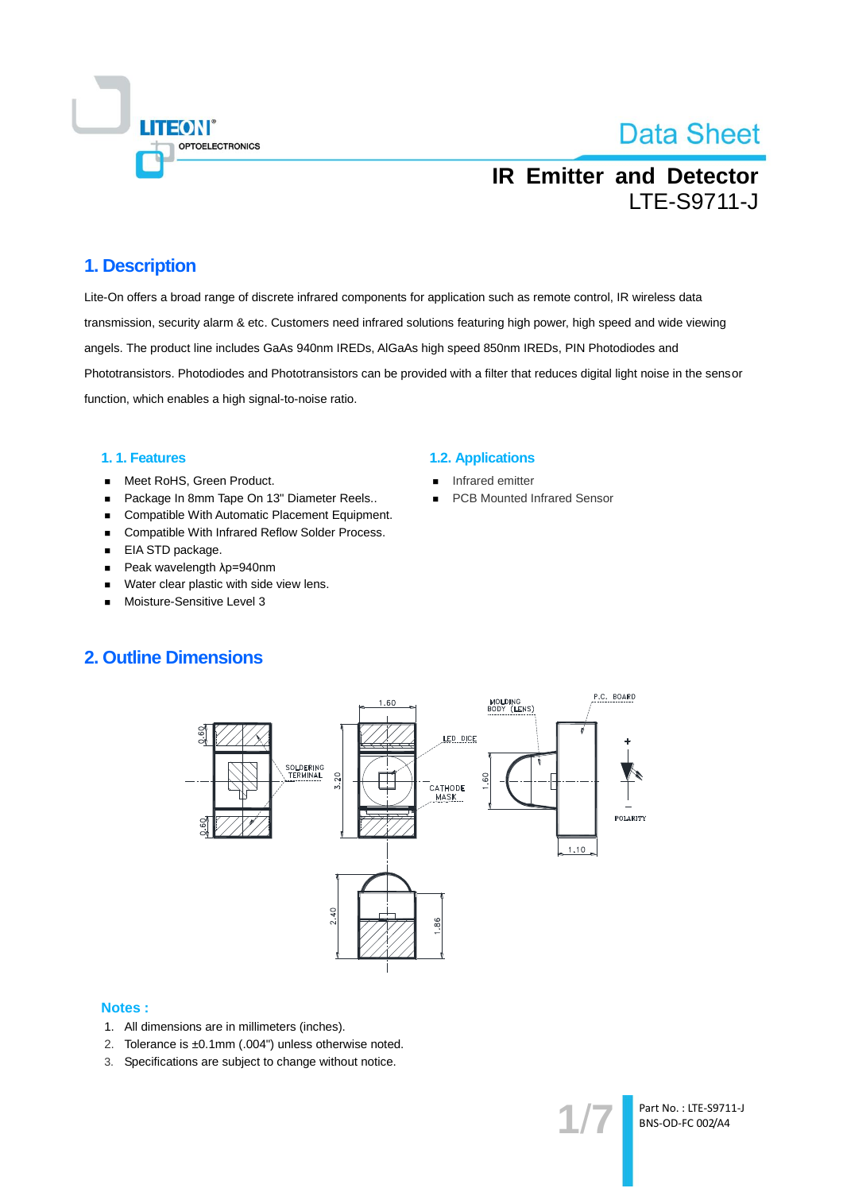# IR Emitter and Detector

## LTE-S9711-J

## 1. Description

Lite-On offers a broad range of discrete infrared components for application such as remote control, IR wireless data transmission, security alarm & etc. Customers need infrared solutions featuring high power, high speed and wide viewing angels. The product line includes GaAs 940nm IREDs, AlGaAs high speed 850nm IREDs, PIN Photodiodes and Phototransistors. Photodiodes and Phototransistors can be provided with a filter that reduces digital light noise in the sensor function, which enables a high signal-to-noise ratio.

### 1. 1. Features

- Meet RoHS, Green Product.
- Package In 8mm Tape On 13" Diameter Reels..
- Compatible With Automatic Placement Equipment.
- Compatible With Infrared Reflow Solder Process.
- EIA STD package.
- Peak wavelength λp=940nm
- Water clear plastic with side view lens.
- Moisture-Sensitive Level 3

### 1.2. Applications

- Infrared emitter
- PCB Mounted Infrared Sensor

## 2. Outline Dimensions

### Notes :

1. All dimensions are in millimeters (inches).
2. Tolerance is ±0.1mm (.004") unless otherwise noted.
3. Specifications are subject to change without notice.

Part No. : LTE-S9711-J
BNS-OD-FC 002/A4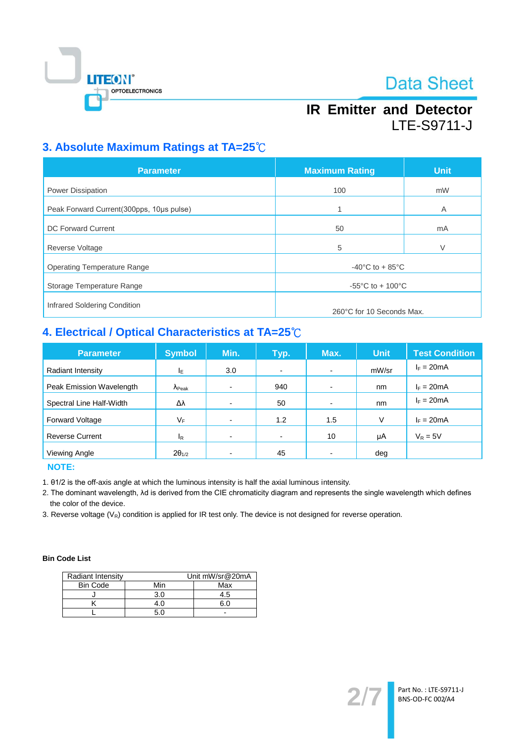## 3. Absolute Maximum Ratings at TA=25℃

| Parameter | Maximum Rating | Unit |
|---|---|---|
| Power Dissipation | 100 | mW |
| Peak Forward Current(300pps, 10μs pulse) | 1 | A |
| DC Forward Current | 50 | mA |
| Reverse Voltage | 5 | V |
| Operating Temperature Range | -40°C to + 85°C | |
| Storage Temperature Range | -55°C to + 100°C | |
| Infrared Soldering Condition | 260°C for 10 Seconds Max. | |

## 4. Electrical / Optical Characteristics at TA=25℃

| Parameter | Symbol | Min. | Typ. | Max. | Unit | Test Condition |
|---|---|---|---|---|---|---|
| Radiant Intensity | $I_E$ | 3.0 | - | - | mW/sr | $I_F$ = 20mA |
| Peak Emission Wavelength | $\lambda_{Peak}$ | - | 940 | - | nm | $I_F$ = 20mA |
| Spectral Line Half-Width | Δλ | - | 50 | - | nm | $I_F$ = 20mA |
| Forward Voltage | $V_F$ | - | 1.2 | 1.5 | V | $I_F$ = 20mA |
| Reverse Current | $I_R$ | - | - | 10 | μA | $V_R$ = 5V |
| Viewing Angle | $2\theta_{1/2}$ | - | 45 | - | deg | |

**NOTE:**

1. θ1/2 is the off-axis angle at which the luminous intensity is half the axial luminous intensity.
2. The dominant wavelength, λd is derived from the CIE chromaticity diagram and represents the single wavelength which defines the color of the device.
3. Reverse voltage ($V_R$) condition is applied for IR test only. The device is not designed for reverse operation.

**Bin Code List**

| Radiant Intensity | | Unit mW/sr@20mA |
|---|---|---|
| Bin Code | Min | Max |
| J | 3.0 | 4.5 |
| K | 4.0 | 6.0 |
| L | 5.0 | - |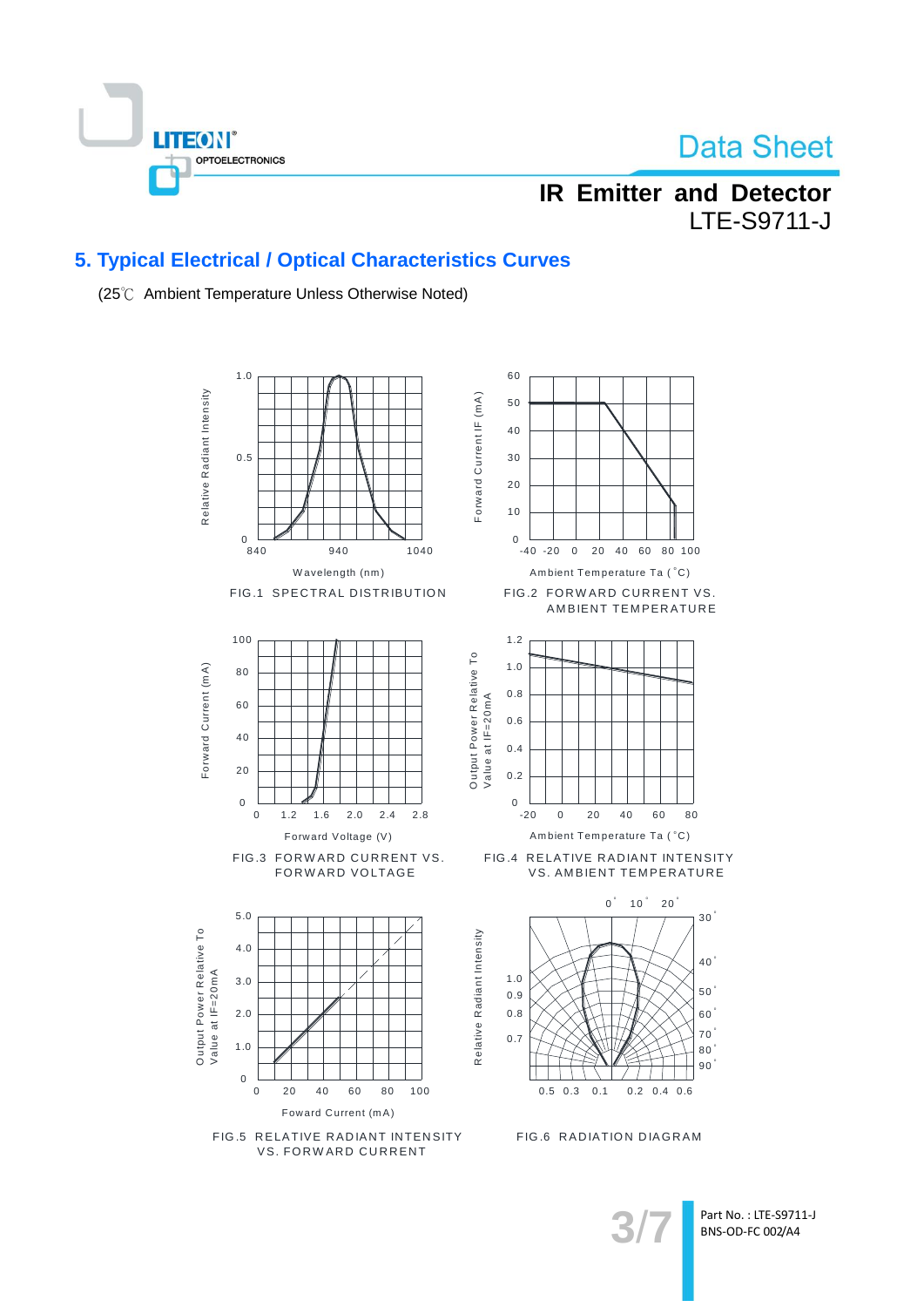## 5. Typical Electrical / Optical Characteristics Curves

(25℃ Ambient Temperature Unless Otherwise Noted)

FIG.1 SPECTRAL DISTRIBUTION

FIG.2 FORWARD CURRENT VS. AMBIENT TEMPERATURE

FIG.3 FORWARD CURRENT VS. FORWARD VOLTAGE

FIG.4 RELATIVE RADIANT INTENSITY VS. AMBIENT TEMPERATURE

FIG.5 RELATIVE RADIANT INTENSITY VS. FORWARD CURRENT

FIG.6 RADIATION DIAGRAM

Part No. : LTE-S9711-J
BNS-OD-FC 002/A4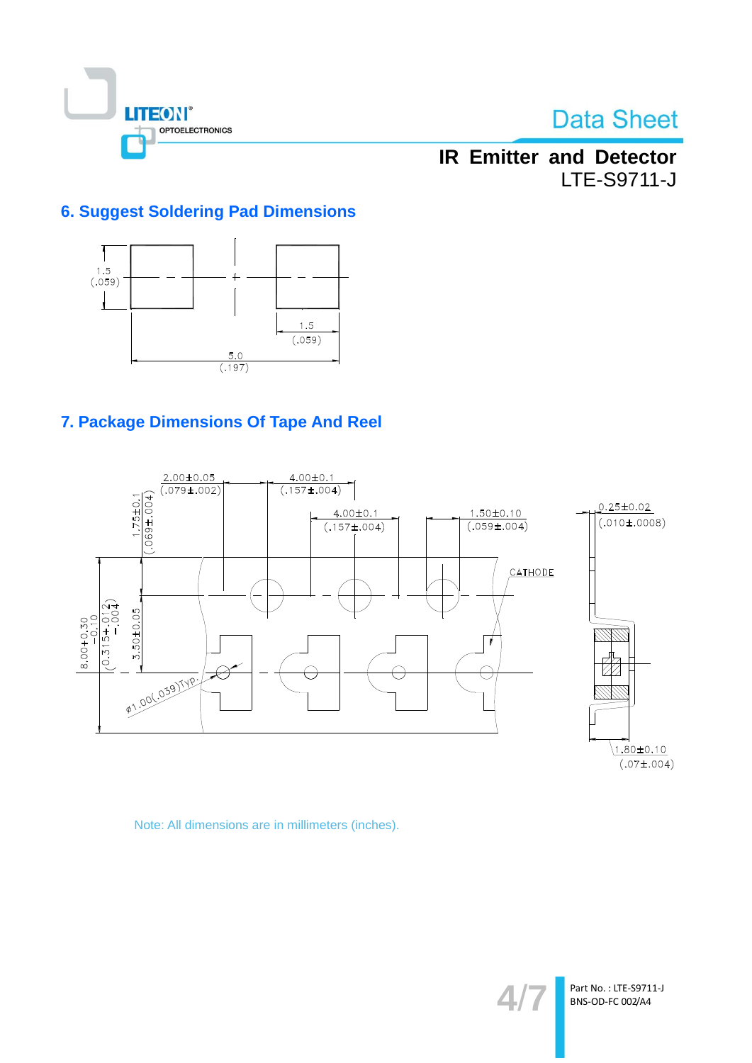## 6. Suggest Soldering Pad Dimensions

1.5 (.059)

1.5 (.059)

5.0 (.197)

## 7. Package Dimensions Of Tape And Reel

2.00±0.05 (.079±.002)

4.00±0.1 (.157±.004)

4.00±0.1 (.157±.004)

1.50±0.10 (.059±.004)

0.25±0.02 (.010±.0008)

1.75±0.1 (.069±.004)

8.00+0.30 −0.10 (0.315+.012 −.004)

3.50±0.05

CATHODE

ø1.00(.039)Typ.

1.80±0.10 (.07±.004)

Note: All dimensions are in millimeters (inches).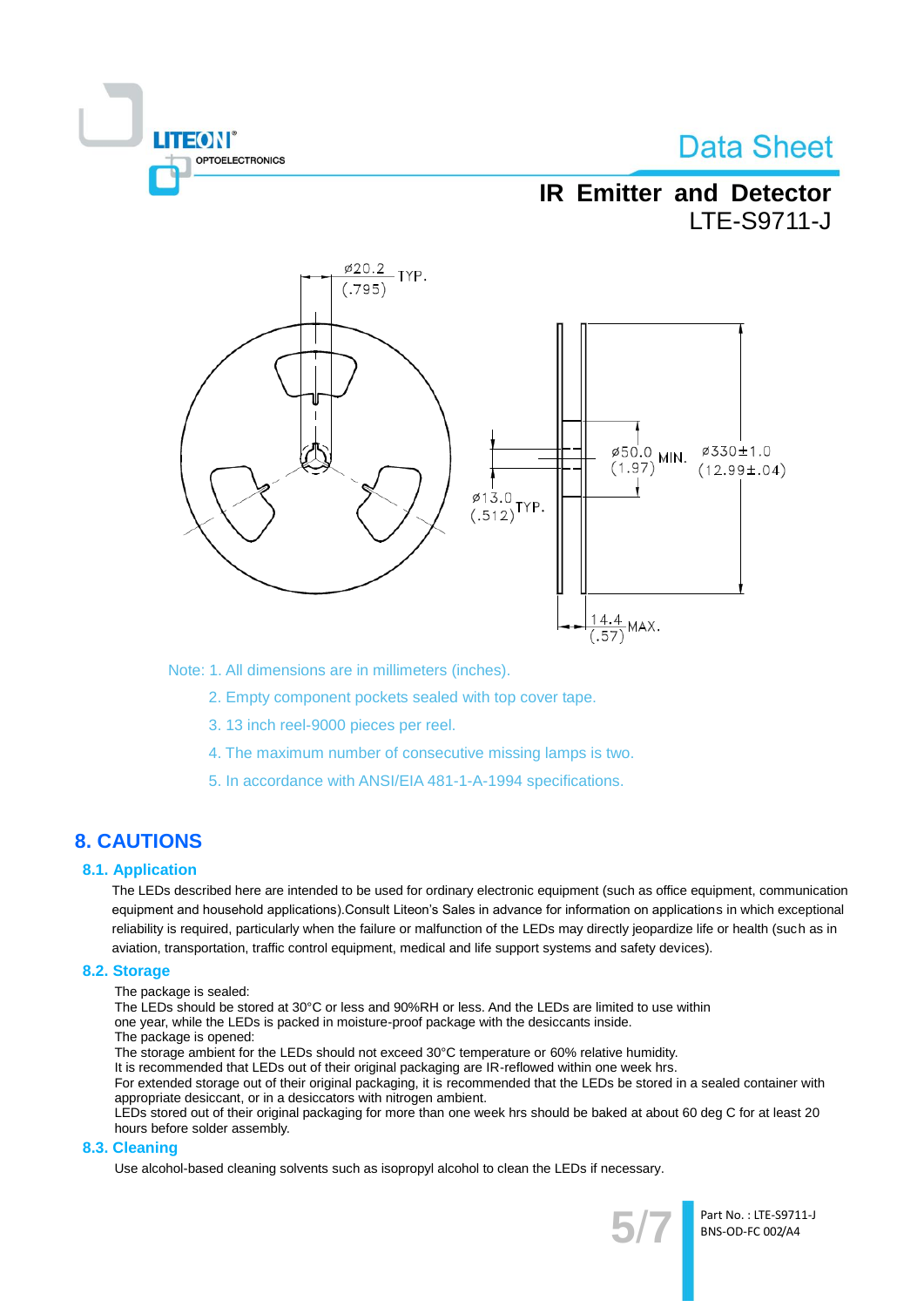Note: 1. All dimensions are in millimeters (inches).

2. Empty component pockets sealed with top cover tape.

3. 13 inch reel-9000 pieces per reel.

4. The maximum number of consecutive missing lamps is two.

5. In accordance with ANSI/EIA 481-1-A-1994 specifications.

# 8. CAUTIONS

## 8.1. Application

The LEDs described here are intended to be used for ordinary electronic equipment (such as office equipment, communication equipment and household applications).Consult Liteon's Sales in advance for information on applications in which exceptional reliability is required, particularly when the failure or malfunction of the LEDs may directly jeopardize life or health (such as in aviation, transportation, traffic control equipment, medical and life support systems and safety devices).

## 8.2. Storage

The package is sealed:
The LEDs should be stored at 30°C or less and 90%RH or less. And the LEDs are limited to use within one year, while the LEDs is packed in moisture-proof package with the desiccants inside.
The package is opened:
The storage ambient for the LEDs should not exceed 30°C temperature or 60% relative humidity.
It is recommended that LEDs out of their original packaging are IR-reflowed within one week hrs.
For extended storage out of their original packaging, it is recommended that the LEDs be stored in a sealed container with appropriate desiccant, or in a desiccators with nitrogen ambient.
LEDs stored out of their original packaging for more than one week hrs should be baked at about 60 deg C for at least 20 hours before solder assembly.

## 8.3. Cleaning

Use alcohol-based cleaning solvents such as isopropyl alcohol to clean the LEDs if necessary.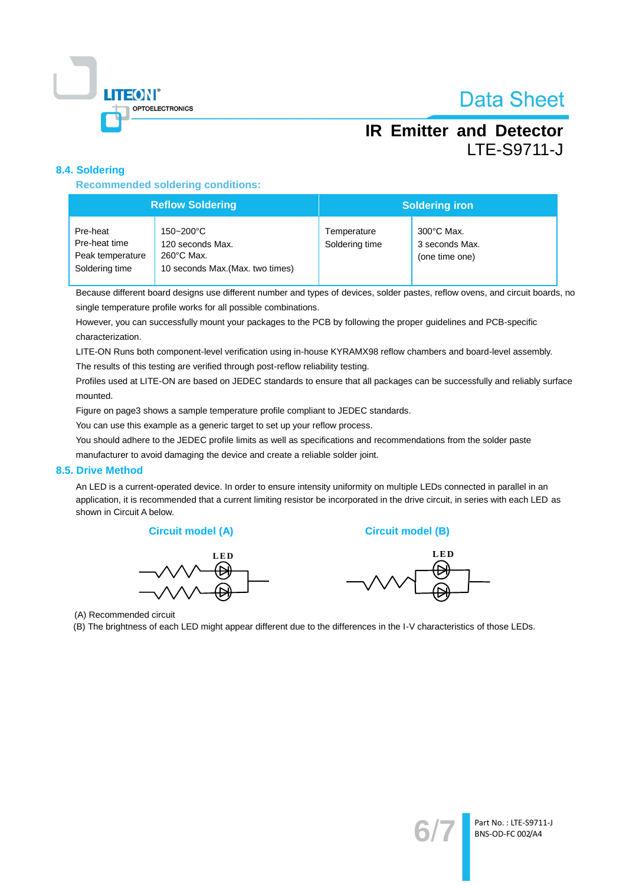### 8.4. Soldering

Recommended soldering conditions:

| Reflow Soldering | | Soldering iron | |
|---|---|---|---|
| Pre-heat<br>Pre-heat time<br>Peak temperature<br>Soldering time | 150~200°C<br>120 seconds Max.<br>260°C Max.<br>10 seconds Max.(Max. two times) | Temperature<br>Soldering time | 300°C Max.<br>3 seconds Max.<br>(one time one) |

Because different board designs use different number and types of devices, solder pastes, reflow ovens, and circuit boards, no single temperature profile works for all possible combinations.

However, you can successfully mount your packages to the PCB by following the proper guidelines and PCB-specific characterization.

LITE-ON Runs both component-level verification using in-house KYRAMX98 reflow chambers and board-level assembly.

The results of this testing are verified through post-reflow reliability testing.

Profiles used at LITE-ON are based on JEDEC standards to ensure that all packages can be successfully and reliably surface mounted.

Figure on page3 shows a sample temperature profile compliant to JEDEC standards.

You can use this example as a generic target to set up your reflow process.

You should adhere to the JEDEC profile limits as well as specifications and recommendations from the solder paste manufacturer to avoid damaging the device and create a reliable solder joint.

### 8.5. Drive Method

An LED is a current-operated device. In order to ensure intensity uniformity on multiple LEDs connected in parallel in an application, it is recommended that a current limiting resistor be incorporated in the drive circuit, in series with each LED as shown in Circuit A below.

Circuit model (A)

Circuit model (B)

(A) Recommended circuit

(B) The brightness of each LED might appear different due to the differences in the I-V characteristics of those LEDs.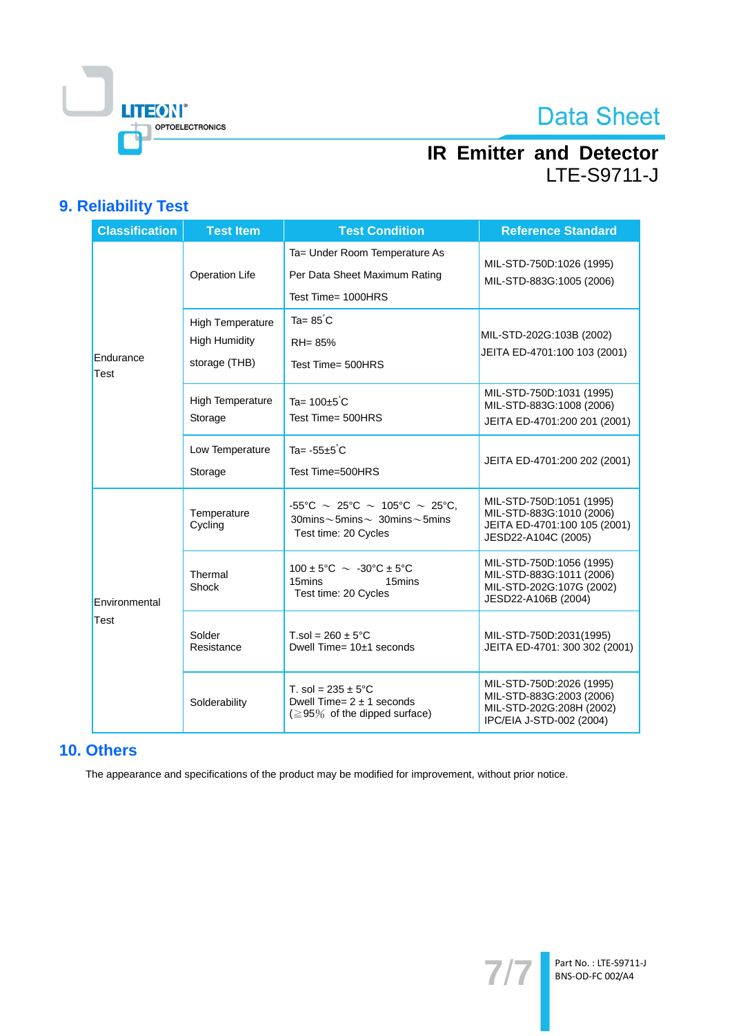## 9. Reliability Test

| Classification | Test Item | Test Condition | Reference Standard |
|---|---|---|---|
| Endurance Test | Operation Life | Ta= Under Room Temperature As Per Data Sheet Maximum Rating Test Time= 1000HRS | MIL-STD-750D:1026 (1995) MIL-STD-883G:1005 (2006) |
| | High Temperature High Humidity storage (THB) | Ta= 85°C RH= 85% Test Time= 500HRS | MIL-STD-202G:103B (2002) JEITA ED-4701:100 103 (2001) |
| | High Temperature Storage | Ta= 100±5°C Test Time= 500HRS | MIL-STD-750D:1031 (1995) MIL-STD-883G:1008 (2006) JEITA ED-4701:200 201 (2001) |
| | Low Temperature Storage | Ta= -55±5°C Test Time=500HRS | JEITA ED-4701:200 202 (2001) |
| Environmental Test | Temperature Cycling | -55°C ～ 25°C ～ 105°C ～ 25°C, 30mins～5mins～ 30mins～5mins Test time: 20 Cycles | MIL-STD-750D:1051 (1995) MIL-STD-883G:1010 (2006) JEITA ED-4701:100 105 (2001) JESD22-A104C (2005) |
| | Thermal Shock | 100 ± 5°C ～ -30°C ± 5°C 15mins 15mins Test time: 20 Cycles | MIL-STD-750D:1056 (1995) MIL-STD-883G:1011 (2006) MIL-STD-202G:107G (2002) JESD22-A106B (2004) |
| | Solder Resistance | T.sol = 260 ± 5°C Dwell Time= 10±1 seconds | MIL-STD-750D:2031(1995) JEITA ED-4701: 300 302 (2001) |
| | Solderability | T. sol = 235 ± 5°C Dwell Time= 2 ± 1 seconds (≧95% of the dipped surface) | MIL-STD-750D:2026 (1995) MIL-STD-883G:2003 (2006) MIL-STD-202G:208H (2002) IPC/EIA J-STD-002 (2004) |

## 10. Others

The appearance and specifications of the product may be modified for improvement, without prior notice.